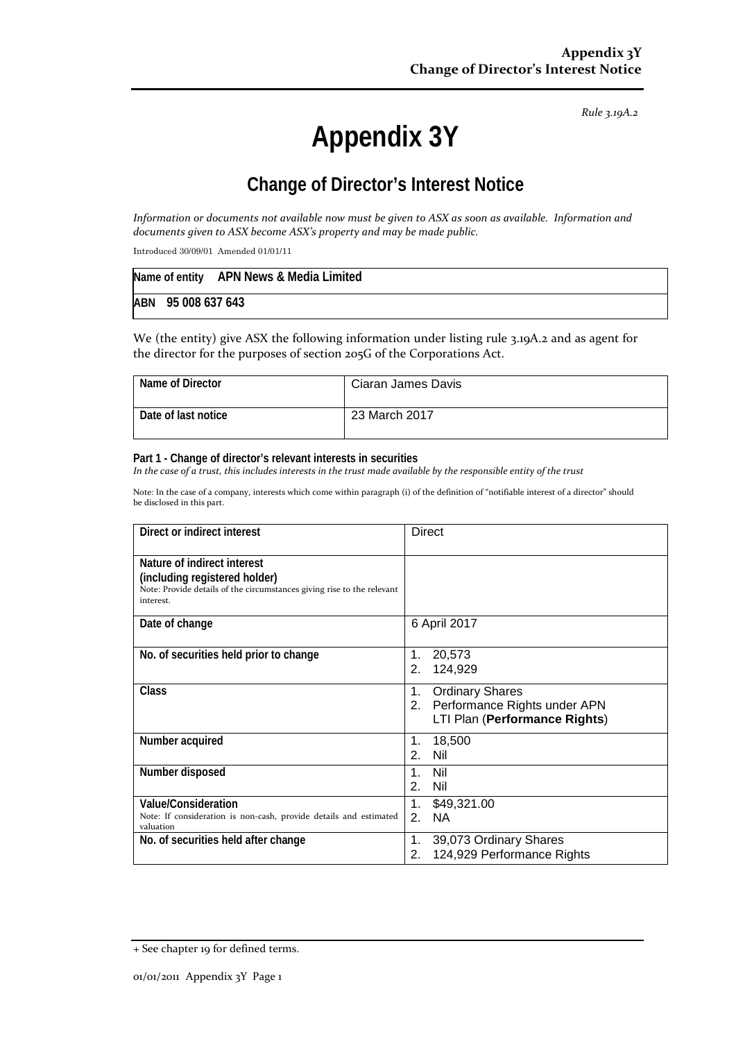*Rule 3.19A.2*

# Appendix 3Y

## Change of Director's Interest Notice

*Information or documents not available now must be given to ASX as soon as available. Information and documents given to ASX become ASX's property and may be made public.*

Introduced 30/09/01 Amended 01/01/11

| Name of entity | APN News & Media Limited |
|---|---|
| ABN | 95 008 637 643 |

We (the entity) give ASX the following information under listing rule 3.19A.2 and as agent for the director for the purposes of section 205G of the Corporations Act.

| Name of Director | Ciaran James Davis |
|---|---|
| Date of last notice | 23 March 2017 |

**Part 1 - Change of director's relevant interests in securities**

*In the case of a trust, this includes interests in the trust made available by the responsible entity of the trust*

Note: In the case of a company, interests which come within paragraph (i) of the definition of "notifiable interest of a director" should be disclosed in this part.

| Direct or indirect interest | Direct |
|---|---|
| **Nature of indirect interest (including registered holder)** Note: Provide details of the circumstances giving rise to the relevant interest. | |
| **Date of change** | 6 April 2017 |
| **No. of securities held prior to change** | 1. 20,573<br>2. 124,929 |
| **Class** | 1. Ordinary Shares<br>2. Performance Rights under APN LTI Plan (**Performance Rights**) |
| **Number acquired** | 1. 18,500<br>2. Nil |
| **Number disposed** | 1. Nil<br>2. Nil |
| **Value/Consideration** Note: If consideration is non-cash, provide details and estimated valuation | 1. $49,321.00<br>2. NA |
| **No. of securities held after change** | 1. 39,073 Ordinary Shares<br>2. 124,929 Performance Rights |

+ See chapter 19 for defined terms.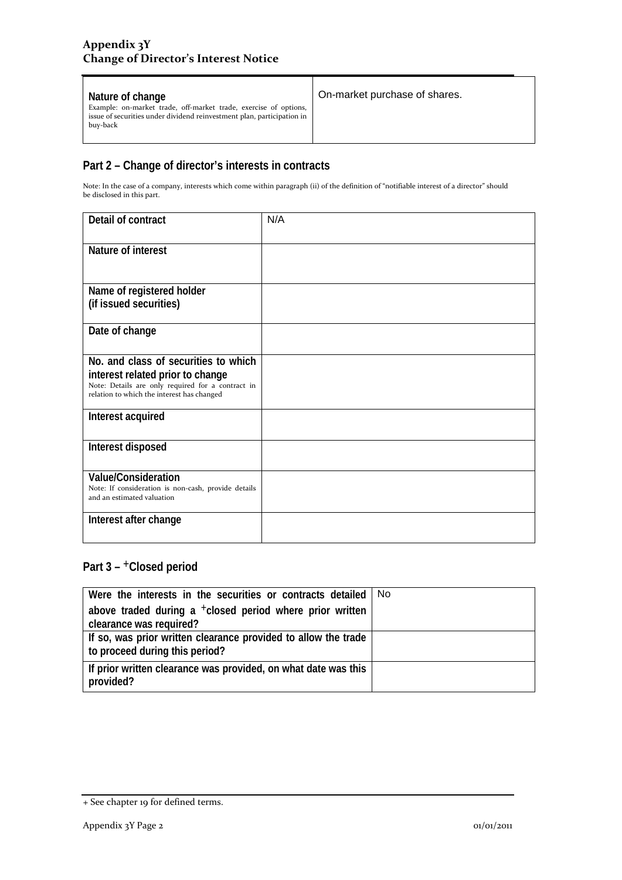| | |
|---|---|
| **Nature of change**<br>Example: on-market trade, off-market trade, exercise of options, issue of securities under dividend reinvestment plan, participation in buy-back | On-market purchase of shares. |

## Part 2 – Change of director's interests in contracts

Note: In the case of a company, interests which come within paragraph (ii) of the definition of "notifiable interest of a director" should be disclosed in this part.

| | |
|---|---|
| **Detail of contract** | N/A |
| **Nature of interest** | |
| **Name of registered holder (if issued securities)** | |
| **Date of change** | |
| **No. and class of securities to which interest related prior to change**<br>Note: Details are only required for a contract in relation to which the interest has changed | |
| **Interest acquired** | |
| **Interest disposed** | |
| **Value/Consideration**<br>Note: If consideration is non-cash, provide details and an estimated valuation | |
| **Interest after change** | |

## Part 3 – +Closed period

| | |
|---|---|
| **Were the interests in the securities or contracts detailed above traded during a +closed period where prior written clearance was required?** | No |
| **If so, was prior written clearance provided to allow the trade to proceed during this period?** | |
| **If prior written clearance was provided, on what date was this provided?** | |

+ See chapter 19 for defined terms.